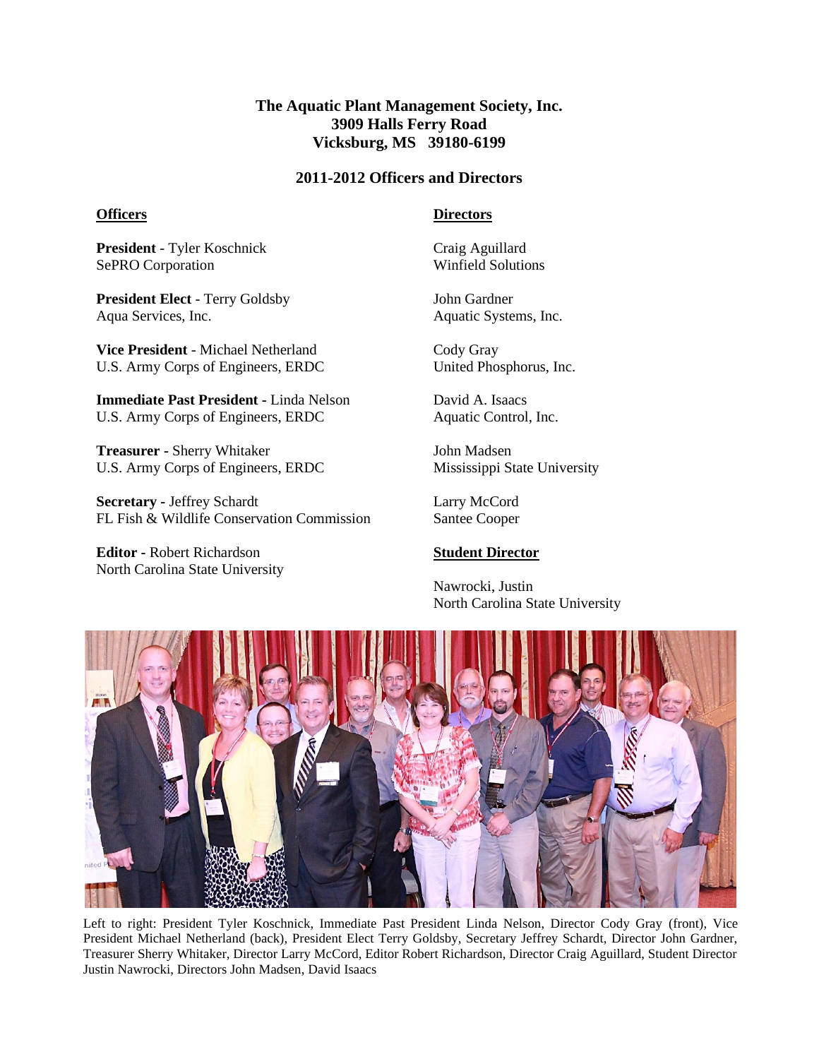# The Aquatic Plant Management Society, Inc.
**3909 Halls Ferry Road**
**Vicksburg, MS 39180-6199**

## 2011-2012 Officers and Directors

### Officers

**President** - Tyler Koschnick
SePRO Corporation

**President Elect** - Terry Goldsby
Aqua Services, Inc.

**Vice President** - Michael Netherland
U.S. Army Corps of Engineers, ERDC

**Immediate Past President** - Linda Nelson
U.S. Army Corps of Engineers, ERDC

**Treasurer** - Sherry Whitaker
U.S. Army Corps of Engineers, ERDC

**Secretary** - Jeffrey Schardt
FL Fish & Wildlife Conservation Commission

**Editor** - Robert Richardson
North Carolina State University

### Directors

Craig Aguillard
Winfield Solutions

John Gardner
Aquatic Systems, Inc.

Cody Gray
United Phosphorus, Inc.

David A. Isaacs
Aquatic Control, Inc.

John Madsen
Mississippi State University

Larry McCord
Santee Cooper

### Student Director

Nawrocki, Justin
North Carolina State University

Left to right: President Tyler Koschnick, Immediate Past President Linda Nelson, Director Cody Gray (front), Vice President Michael Netherland (back), President Elect Terry Goldsby, Secretary Jeffrey Schardt, Director John Gardner, Treasurer Sherry Whitaker, Director Larry McCord, Editor Robert Richardson, Director Craig Aguillard, Student Director Justin Nawrocki, Directors John Madsen, David Isaacs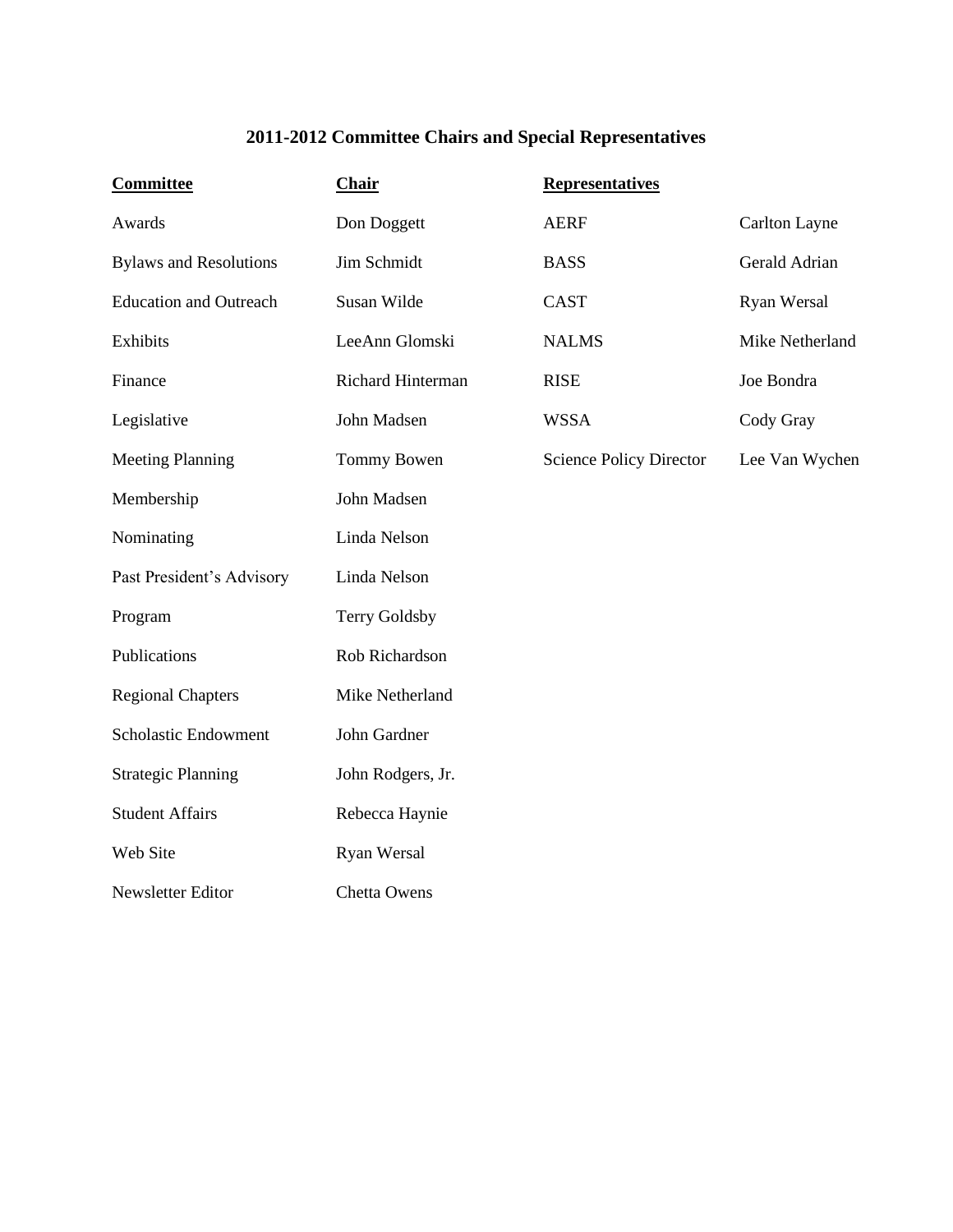## 2011-2012 Committee Chairs and Special Representatives

| Committee | Chair | Representatives | |
|---|---|---|---|
| Awards | Don Doggett | AERF | Carlton Layne |
| Bylaws and Resolutions | Jim Schmidt | BASS | Gerald Adrian |
| Education and Outreach | Susan Wilde | CAST | Ryan Wersal |
| Exhibits | LeeAnn Glomski | NALMS | Mike Netherland |
| Finance | Richard Hinterman | RISE | Joe Bondra |
| Legislative | John Madsen | WSSA | Cody Gray |
| Meeting Planning | Tommy Bowen | Science Policy Director | Lee Van Wychen |
| Membership | John Madsen | | |
| Nominating | Linda Nelson | | |
| Past President's Advisory | Linda Nelson | | |
| Program | Terry Goldsby | | |
| Publications | Rob Richardson | | |
| Regional Chapters | Mike Netherland | | |
| Scholastic Endowment | John Gardner | | |
| Strategic Planning | John Rodgers, Jr. | | |
| Student Affairs | Rebecca Haynie | | |
| Web Site | Ryan Wersal | | |
| Newsletter Editor | Chetta Owens | | |